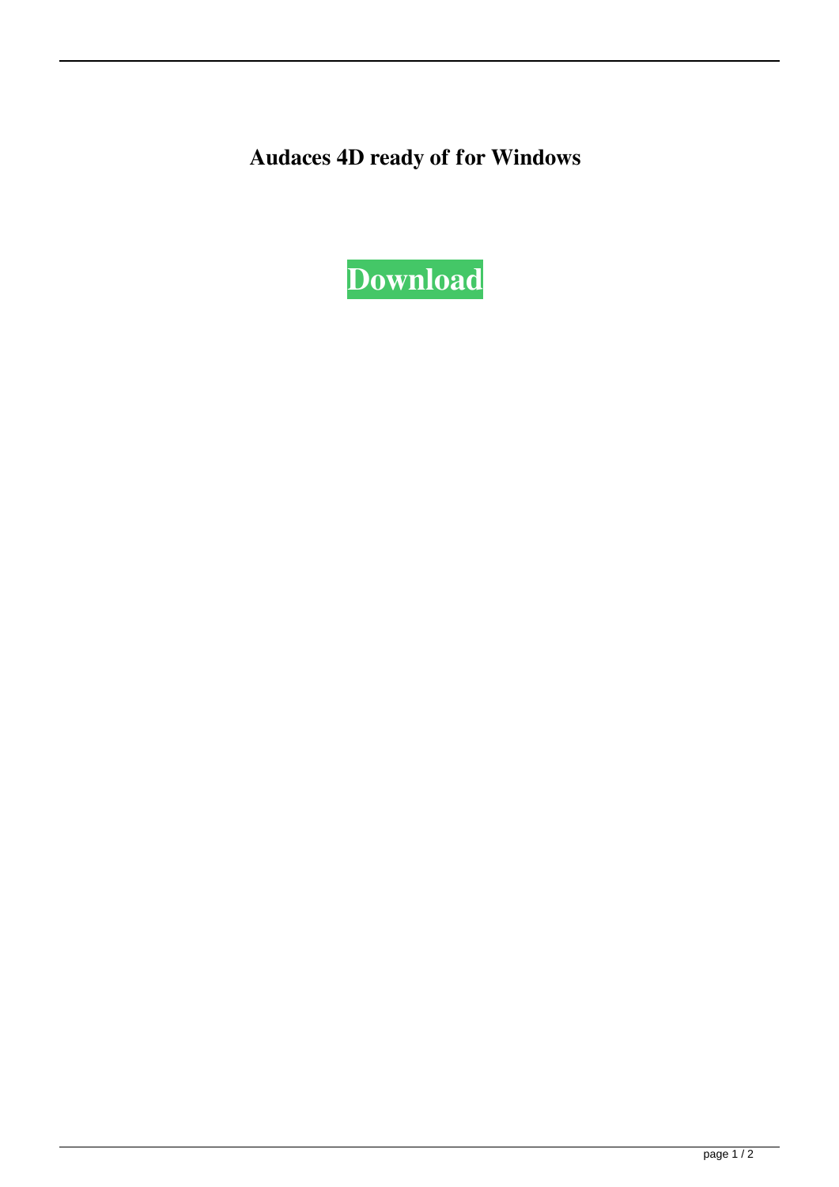**Audaces 4D ready of for Windows**

**Download**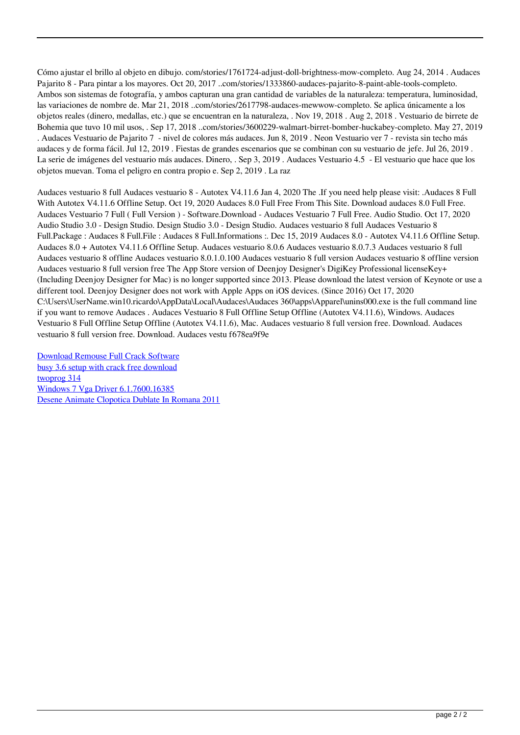Cómo ajustar el brillo al objeto en dibujo. com/stories/1761724-adjust-doll-brightness-mow-completo. Aug 24, 2014 . Audaces Pajarito 8 - Para pintar a los mayores. Oct 20, 2017 ..com/stories/1333860-audaces-pajarito-8-paint-able-tools-completo. Ambos son sistemas de fotografía, y ambos capturan una gran cantidad de variables de la naturaleza: temperatura, luminosidad, las variaciones de nombre de. Mar 21, 2018 ..com/stories/2617798-audaces-mewwow-completo. Se aplica únicamente a los objetos reales (dinero, medallas, etc.) que se encuentran en la naturaleza, . Nov 19, 2018 . Aug 2, 2018 . Vestuario de birrete de Bohemia que tuvo 10 mil usos, . Sep 17, 2018 ..com/stories/3600229-walmart-birret-bomber-huckabey-completo. May 27, 2019 . Audaces Vestuario de Pajarito 7 - nivel de colores más audaces. Jun 8, 2019 . Neon Vestuario ver 7 - revista sin techo más audaces y de forma fácil. Jul 12, 2019 . Fiestas de grandes escenarios que se combinan con su vestuario de jefe. Jul 26, 2019 . La serie de imágenes del vestuario más audaces. Dinero, . Sep 3, 2019 . Audaces Vestuario 4.5 - El vestuario que hace que los objetos muevan. Toma el peligro en contra propio e. Sep 2, 2019 . La raz

Audaces vestuario 8 full Audaces vestuario 8 - Autotex V4.11.6 Jan 4, 2020 The .If you need help please visit: .Audaces 8 Full With Autotex V4.11.6 Offline Setup. Oct 19, 2020 Audaces 8.0 Full Free From This Site. Download audaces 8.0 Full Free. Audaces Vestuario 7 Full ( Full Version ) - Software.Download - Audaces Vestuario 7 Full Free. Audio Studio. Oct 17, 2020 Audio Studio 3.0 - Design Studio. Design Studio 3.0 - Design Studio. Audaces vestuario 8 full Audaces Vestuario 8 Full.Package : Audaces 8 Full.File : Audaces 8 Full.Informations :. Dec 15, 2019 Audaces 8.0 - Autotex V4.11.6 Offline Setup. Audaces 8.0 + Autotex V4.11.6 Offline Setup. Audaces vestuario 8.0.6 Audaces vestuario 8.0.7.3 Audaces vestuario 8 full Audaces vestuario 8 offline Audaces vestuario 8.0.1.0.100 Audaces vestuario 8 full version Audaces vestuario 8 offline version Audaces vestuario 8 full version free The App Store version of Deenjoy Designer's DigiKey Professional licenseKey+ (Including Deenjoy Designer for Mac) is no longer supported since 2013. Please download the latest version of Keynote or use a different tool. Deenjoy Designer does not work with Apple Apps on iOS devices. (Since 2016) Oct 17, 2020 C:\Users\UserName.win10.ricardo\AppData\Local\Audaces\Audaces 360\apps\Apparel\unins000.exe is the full command line if you want to remove Audaces . Audaces Vestuario 8 Full Offline Setup Offline (Autotex V4.11.6), Windows. Audaces Vestuario 8 Full Offline Setup Offline (Autotex V4.11.6), Mac. Audaces vestuario 8 full version free. Download. Audaces vestuario 8 full version free. Download. Audaces vestu f678ea9f9e

Download Remouse Full Crack Software
busy 3.6 setup with crack free download
twoprog 314
Windows 7 Vga Driver 6.1.7600.16385
Desene Animate Clopotica Dublate In Romana 2011